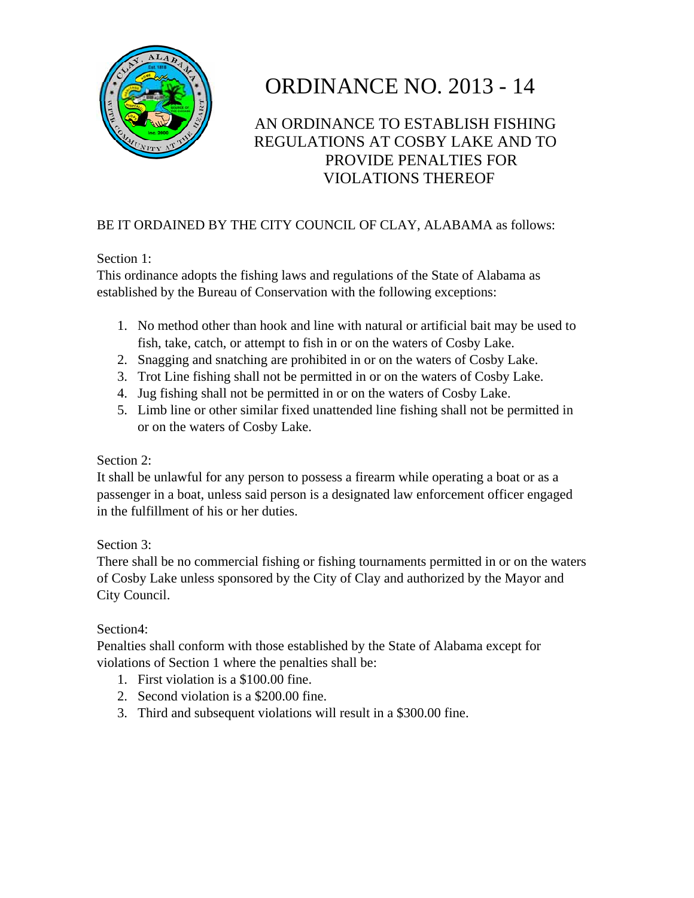# ORDINANCE NO. 2013 - 14

## AN ORDINANCE TO ESTABLISH FISHING REGULATIONS AT COSBY LAKE AND TO PROVIDE PENALTIES FOR VIOLATIONS THEREOF

BE IT ORDAINED BY THE CITY COUNCIL OF CLAY, ALABAMA as follows:

Section 1:
This ordinance adopts the fishing laws and regulations of the State of Alabama as established by the Bureau of Conservation with the following exceptions:

1. No method other than hook and line with natural or artificial bait may be used to fish, take, catch, or attempt to fish in or on the waters of Cosby Lake.
2. Snagging and snatching are prohibited in or on the waters of Cosby Lake.
3. Trot Line fishing shall not be permitted in or on the waters of Cosby Lake.
4. Jug fishing shall not be permitted in or on the waters of Cosby Lake.
5. Limb line or other similar fixed unattended line fishing shall not be permitted in or on the waters of Cosby Lake.

Section 2:
It shall be unlawful for any person to possess a firearm while operating a boat or as a passenger in a boat, unless said person is a designated law enforcement officer engaged in the fulfillment of his or her duties.

Section 3:
There shall be no commercial fishing or fishing tournaments permitted in or on the waters of Cosby Lake unless sponsored by the City of Clay and authorized by the Mayor and City Council.

Section4:
Penalties shall conform with those established by the State of Alabama except for violations of Section 1 where the penalties shall be:

1. First violation is a $100.00 fine.
2. Second violation is a $200.00 fine.
3. Third and subsequent violations will result in a $300.00 fine.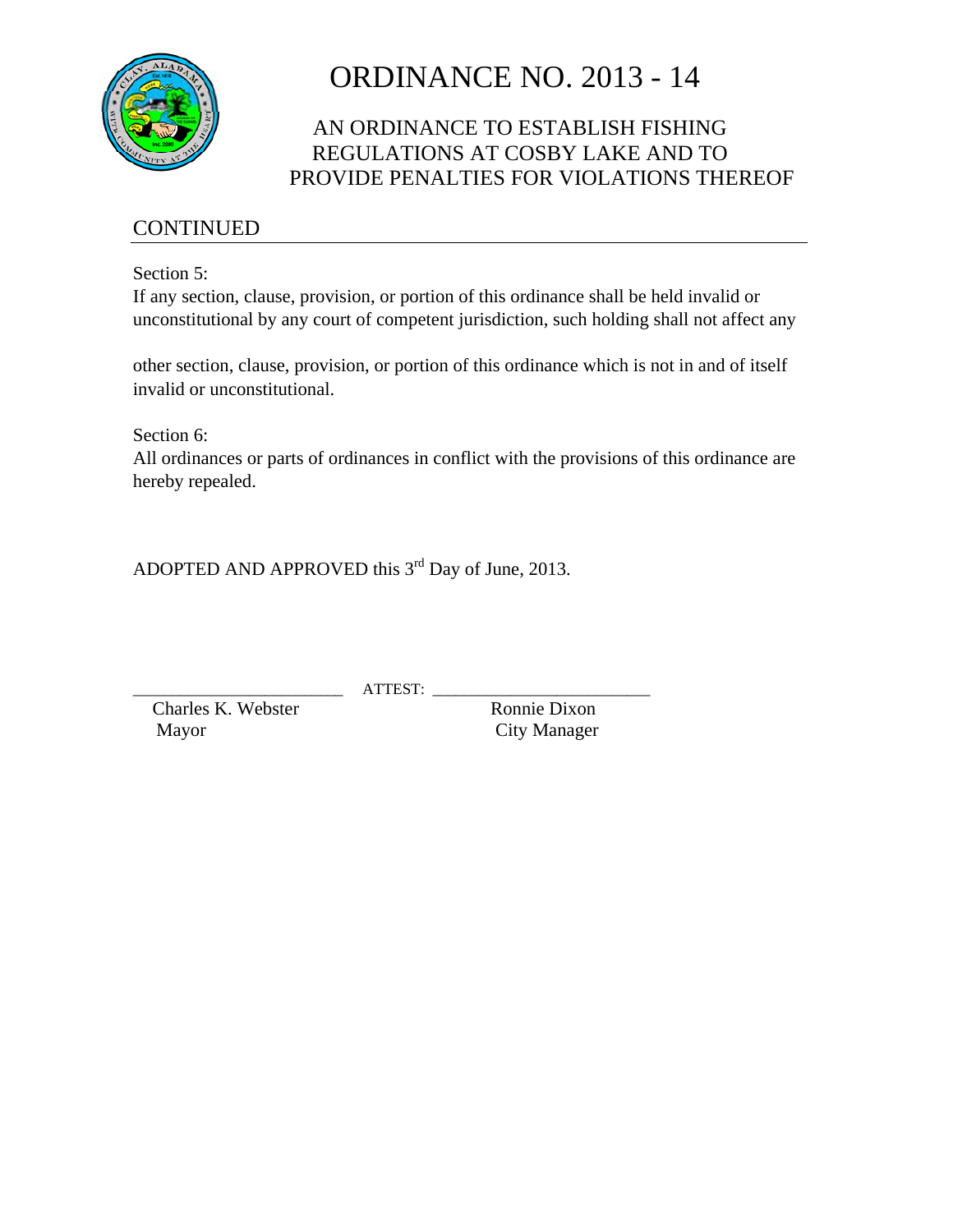# ORDINANCE NO. 2013 - 14

## AN ORDINANCE TO ESTABLISH FISHING REGULATIONS AT COSBY LAKE AND TO PROVIDE PENALTIES FOR VIOLATIONS THEREOF

CONTINUED

Section 5:
If any section, clause, provision, or portion of this ordinance shall be held invalid or unconstitutional by any court of competent jurisdiction, such holding shall not affect any other section, clause, provision, or portion of this ordinance which is not in and of itself invalid or unconstitutional.

Section 6:
All ordinances or parts of ordinances in conflict with the provisions of this ordinance are hereby repealed.

ADOPTED AND APPROVED this 3rd Day of June, 2013.

\_\_\_\_\_\_\_\_\_\_\_\_\_\_\_\_\_\_\_\_\_\_\_\_ ATTEST: \_\_\_\_\_\_\_\_\_\_\_\_\_\_\_\_\_\_\_\_\_\_\_\_\_\_

Charles K. Webster — Mayor

Ronnie Dixon — City Manager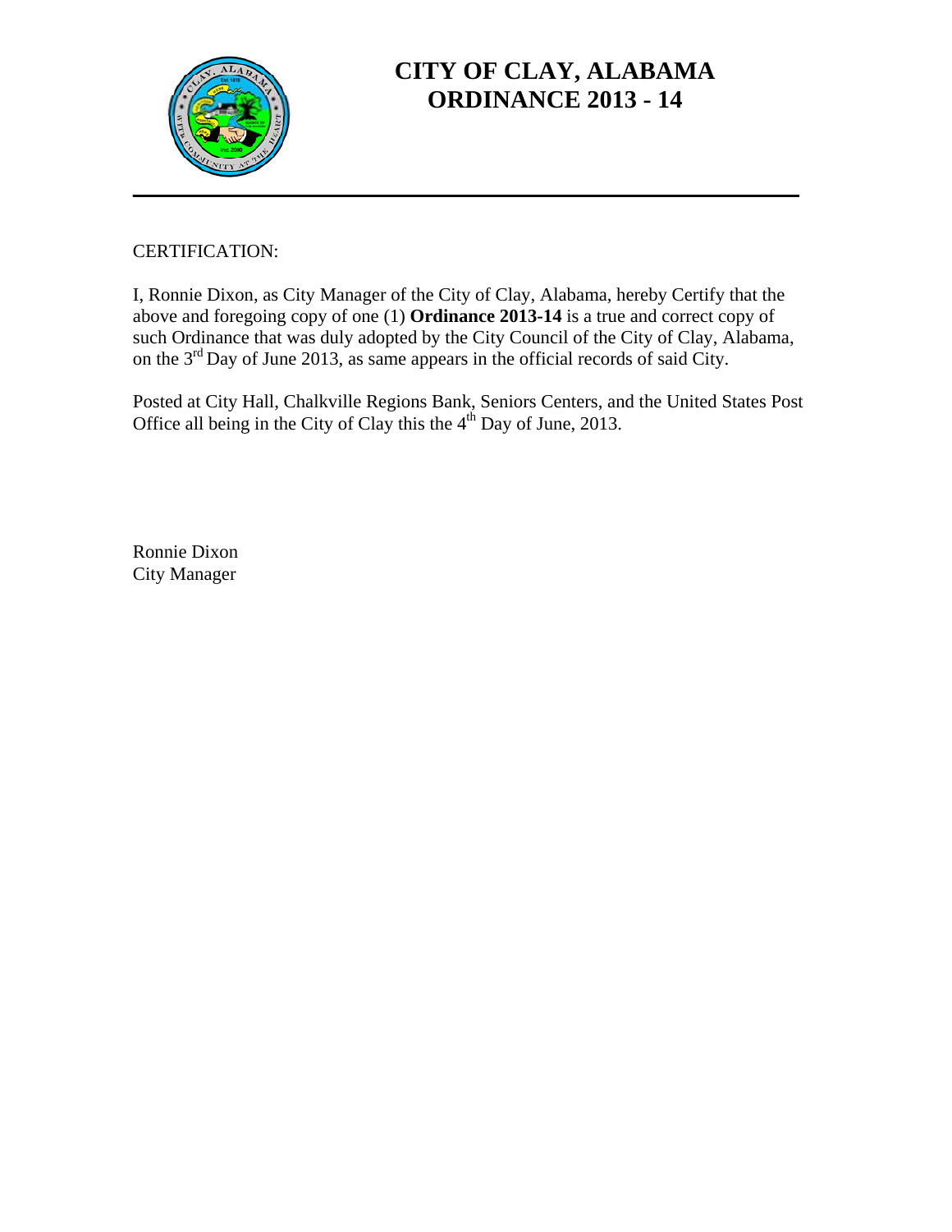# CITY OF CLAY, ALABAMA
# ORDINANCE 2013 - 14

CERTIFICATION:

I, Ronnie Dixon, as City Manager of the City of Clay, Alabama, hereby Certify that the above and foregoing copy of one (1) **Ordinance 2013-14** is a true and correct copy of such Ordinance that was duly adopted by the City Council of the City of Clay, Alabama, on the 3rd Day of June 2013, as same appears in the official records of said City.

Posted at City Hall, Chalkville Regions Bank, Seniors Centers, and the United States Post Office all being in the City of Clay this the 4th Day of June, 2013.

Ronnie Dixon
City Manager